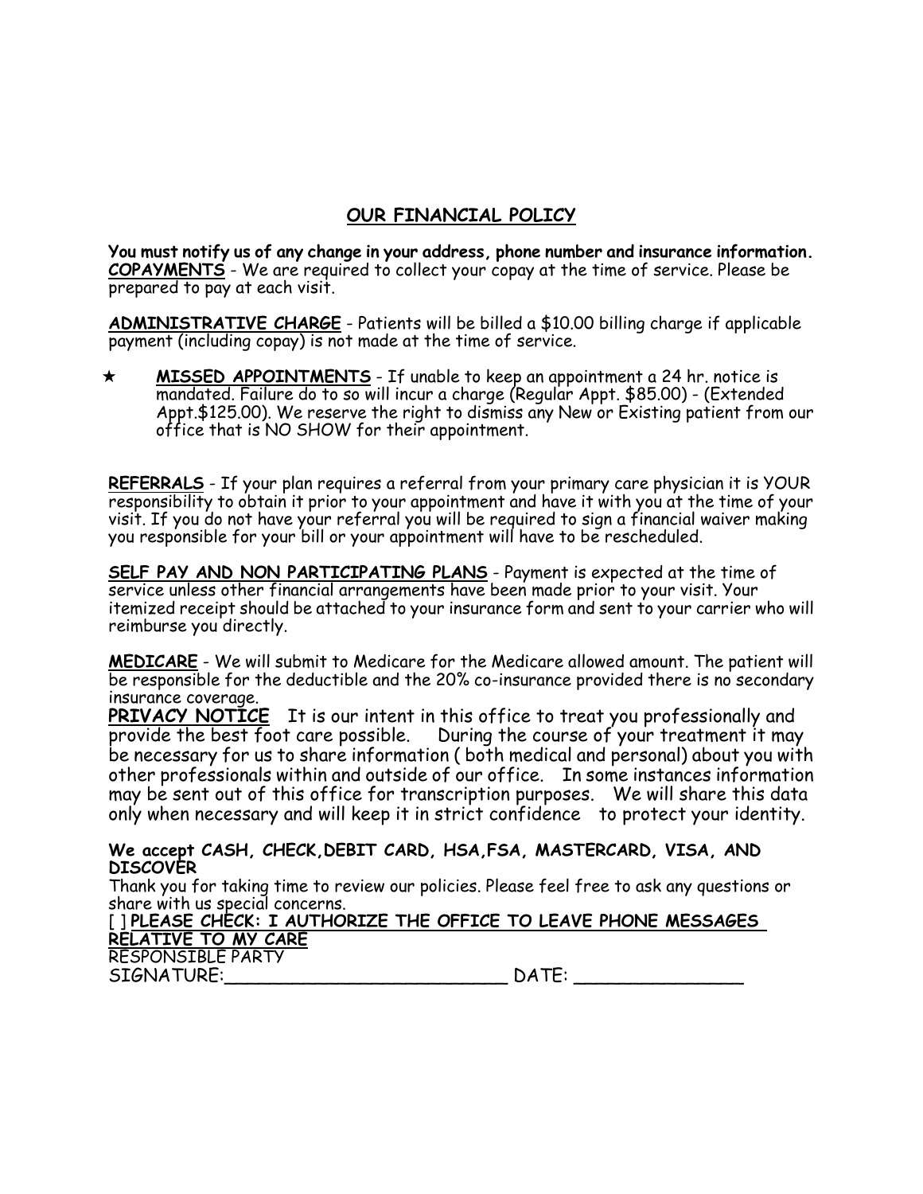## OUR FINANCIAL POLICY

**You must notify us of any change in your address, phone number and insurance information.**
**COPAYMENTS** - We are required to collect your copay at the time of service. Please be prepared to pay at each visit.

**ADMINISTRATIVE CHARGE** - Patients will be billed a $10.00 billing charge if applicable payment (including copay) is not made at the time of service.

★ **MISSED APPOINTMENTS** - If unable to keep an appointment a 24 hr. notice is mandated. Failure do to so will incur a charge (Regular Appt. $85.00) - (Extended Appt.$125.00). We reserve the right to dismiss any New or Existing patient from our office that is NO SHOW for their appointment.

**REFERRALS** - If your plan requires a referral from your primary care physician it is YOUR responsibility to obtain it prior to your appointment and have it with you at the time of your visit. If you do not have your referral you will be required to sign a financial waiver making you responsible for your bill or your appointment will have to be rescheduled.

**SELF PAY AND NON PARTICIPATING PLANS** - Payment is expected at the time of service unless other financial arrangements have been made prior to your visit. Your itemized receipt should be attached to your insurance form and sent to your carrier who will reimburse you directly.

**MEDICARE** - We will submit to Medicare for the Medicare allowed amount. The patient will be responsible for the deductible and the 20% co-insurance provided there is no secondary insurance coverage.
**PRIVACY NOTICE** It is our intent in this office to treat you professionally and provide the best foot care possible. During the course of your treatment it may be necessary for us to share information ( both medical and personal) about you with other professionals within and outside of our office. In some instances information may be sent out of this office for transcription purposes. We will share this data only when necessary and will keep it in strict confidence to protect your identity.

**We accept CASH, CHECK,DEBIT CARD, HSA,FSA, MASTERCARD, VISA, AND DISCOVER**
Thank you for taking time to review our policies. Please feel free to ask any questions or share with us special concerns.
[ ] **PLEASE CHECK: I AUTHORIZE THE OFFICE TO LEAVE PHONE MESSAGES RELATIVE TO MY CARE**
RESPONSIBLE PARTY
SIGNATURE:_________________________ DATE: _______________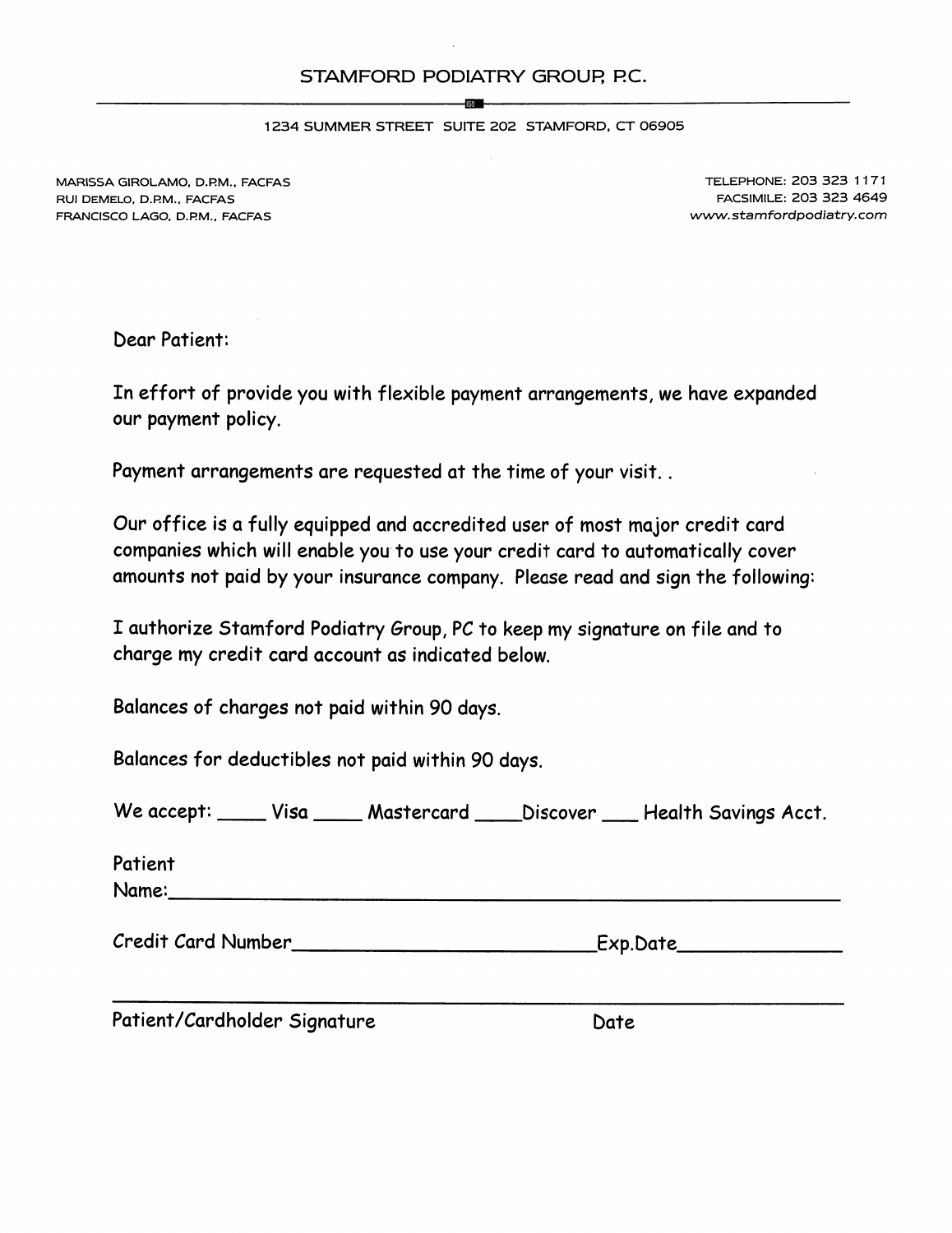# STAMFORD PODIATRY GROUP, P.C.

1234 SUMMER STREET SUITE 202 STAMFORD, CT 06905

MARISSA GIROLAMO, D.P.M., FACFAS
RUI DEMELO, D.P.M., FACFAS
FRANCISCO LAGO, D.P.M., FACFAS

TELEPHONE: 203 323 1171
FACSIMILE: 203 323 4649
www.stamfordpodiatry.com

Dear Patient:

In effort of provide you with flexible payment arrangements, we have expanded our payment policy.

Payment arrangements are requested at the time of your visit. .

Our office is a fully equipped and accredited user of most major credit card companies which will enable you to use your credit card to automatically cover amounts not paid by your insurance company. Please read and sign the following:

I authorize Stamford Podiatry Group, PC to keep my signature on file and to charge my credit card account as indicated below.

Balances of charges not paid within 90 days.

Balances for deductibles not paid within 90 days.

We accept: ____ Visa ____ Mastercard ____Discover ___ Health Savings Acct.

Patient Name:_______________________________________________

Credit Card Number_________________________Exp.Date_____________

_______________________________________________________________

Patient/Cardholder Signature Date